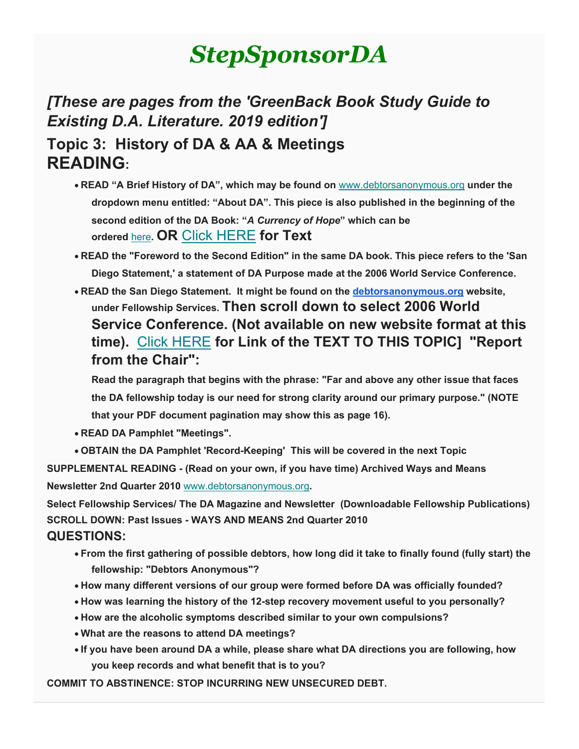# *StepSponsorDA*

## *[These are pages from the 'GreenBack Book Study Guide to Existing D.A. Literature. 2019 edition']*

## Topic 3: History of DA & AA & Meetings

## READING:

- **READ "A Brief History of DA", which may be found on** www.debtorsanonymous.org **under the dropdown menu entitled: "About DA". This piece is also published in the beginning of the second edition of the DA Book: "*A Currency of Hope*" which can be ordered** here**. OR** Click HERE **for Text**
- **READ the "Foreword to the Second Edition" in the same DA book. This piece refers to the 'San Diego Statement,' a statement of DA Purpose made at the 2006 World Service Conference.**
- **READ the San Diego Statement. It might be found on the** **debtorsanonymous.org** **website, under Fellowship Services. Then scroll down to select 2006 World Service Conference. (Not available on new website format at this time).** Click HERE **for Link of the TEXT TO THIS TOPIC] "Report from the Chair":**

  **Read the paragraph that begins with the phrase: "Far and above any other issue that faces the DA fellowship today is our need for strong clarity around our primary purpose." (NOTE that your PDF document pagination may show this as page 16).**
- **READ DA Pamphlet "Meetings".**
- **OBTAIN the DA Pamphlet 'Record-Keeping' This will be covered in the next Topic**

**SUPPLEMENTAL READING - (Read on your own, if you have time) Archived Ways and Means Newsletter 2nd Quarter 2010** www.debtorsanonymous.org**.**

**Select Fellowship Services/ The DA Magazine and Newsletter (Downloadable Fellowship Publications) SCROLL DOWN: Past Issues - WAYS AND MEANS 2nd Quarter 2010**

## QUESTIONS:

- **From the first gathering of possible debtors, how long did it take to finally found (fully start) the fellowship: "Debtors Anonymous"?**
- **How many different versions of our group were formed before DA was officially founded?**
- **How was learning the history of the 12-step recovery movement useful to you personally?**
- **How are the alcoholic symptoms described similar to your own compulsions?**
- **What are the reasons to attend DA meetings?**
- **If you have been around DA a while, please share what DA directions you are following, how you keep records and what benefit that is to you?**

**COMMIT TO ABSTINENCE: STOP INCURRING NEW UNSECURED DEBT.**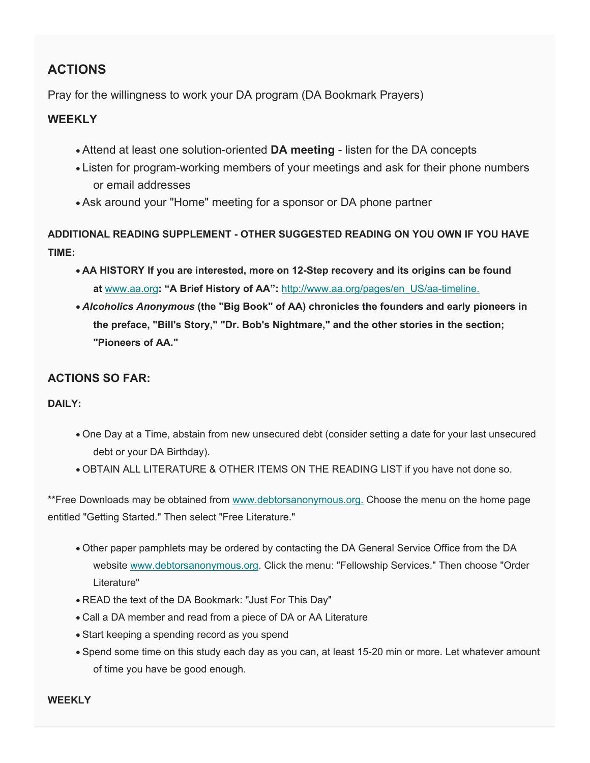## ACTIONS

Pray for the willingness to work your DA program (DA Bookmark Prayers)

### WEEKLY

- Attend at least one solution-oriented **DA meeting** - listen for the DA concepts
- Listen for program-working members of your meetings and ask for their phone numbers or email addresses
- Ask around your "Home" meeting for a sponsor or DA phone partner

**ADDITIONAL READING SUPPLEMENT - OTHER SUGGESTED READING ON YOU OWN IF YOU HAVE TIME:**

- **AA HISTORY If you are interested, more on 12-Step recovery and its origins can be found at** [www.aa.org](http://www.aa.org)**: "A Brief History of AA":** [http://www.aa.org/pages/en_US/aa-timeline.](http://www.aa.org/pages/en_US/aa-timeline)
- ***Alcoholics Anonymous*** **(the "Big Book" of AA) chronicles the founders and early pioneers in the preface, "Bill's Story," "Dr. Bob's Nightmare," and the other stories in the section; "Pioneers of AA."**

## ACTIONS SO FAR:

**DAILY:**

- One Day at a Time, abstain from new unsecured debt (consider setting a date for your last unsecured debt or your DA Birthday).
- OBTAIN ALL LITERATURE & OTHER ITEMS ON THE READING LIST if you have not done so.

**Free Downloads may be obtained from [www.debtorsanonymous.org.](http://www.debtorsanonymous.org) Choose the menu on the home page entitled "Getting Started." Then select "Free Literature."

- Other paper pamphlets may be ordered by contacting the DA General Service Office from the DA website [www.debtorsanonymous.org](http://www.debtorsanonymous.org). Click the menu: "Fellowship Services." Then choose "Order Literature"
- READ the text of the DA Bookmark: "Just For This Day"
- Call a DA member and read from a piece of DA or AA Literature
- Start keeping a spending record as you spend
- Spend some time on this study each day as you can, at least 15-20 min or more. Let whatever amount of time you have be good enough.

**WEEKLY**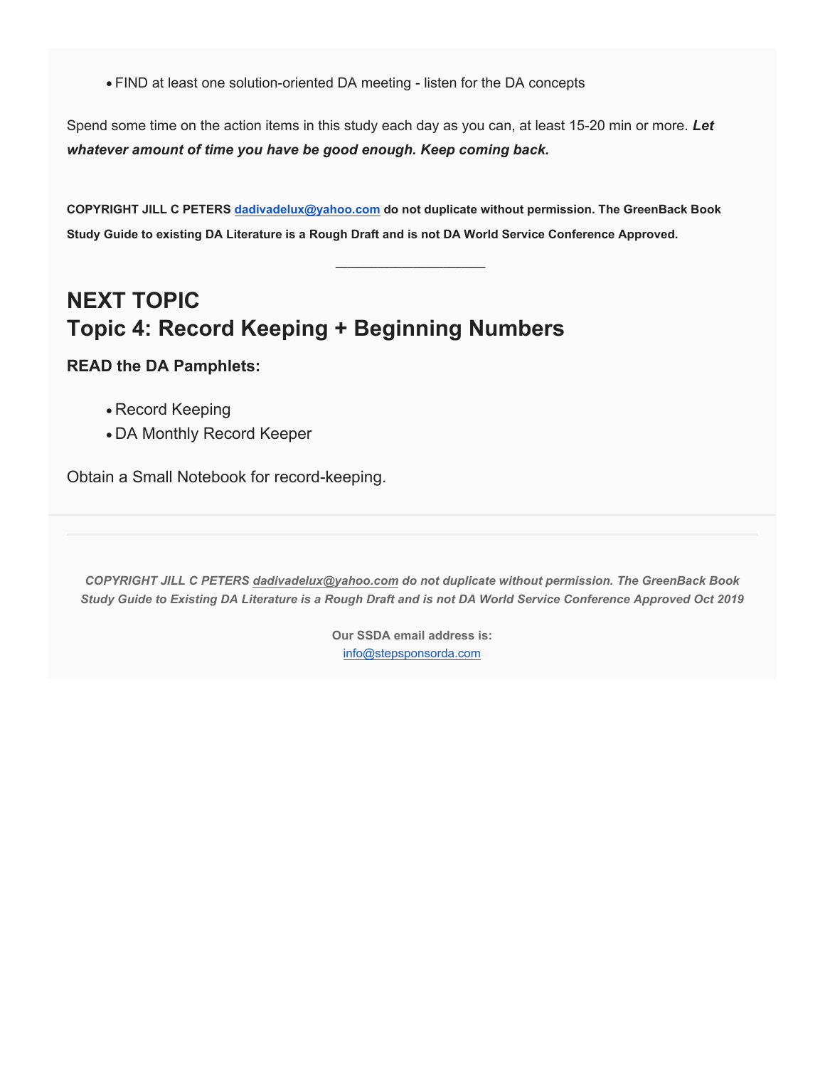- FIND at least one solution-oriented DA meeting - listen for the DA concepts

Spend some time on the action items in this study each day as you can, at least 15-20 min or more. ***Let whatever amount of time you have be good enough. Keep coming back.***

**COPYRIGHT JILL C PETERS dadivadelux@yahoo.com do not duplicate without permission. The GreenBack Book Study Guide to existing DA Literature is a Rough Draft and is not DA World Service Conference Approved.**

---

## NEXT TOPIC
## Topic 4: Record Keeping + Beginning Numbers

### READ the DA Pamphlets:

- Record Keeping
- DA Monthly Record Keeper

Obtain a Small Notebook for record-keeping.

---

***COPYRIGHT JILL C PETERS dadivadelux@yahoo.com do not duplicate without permission. The GreenBack Book Study Guide to Existing DA Literature is a Rough Draft and is not DA World Service Conference Approved Oct 2019***

**Our SSDA email address is:**
info@stepsponsorda.com